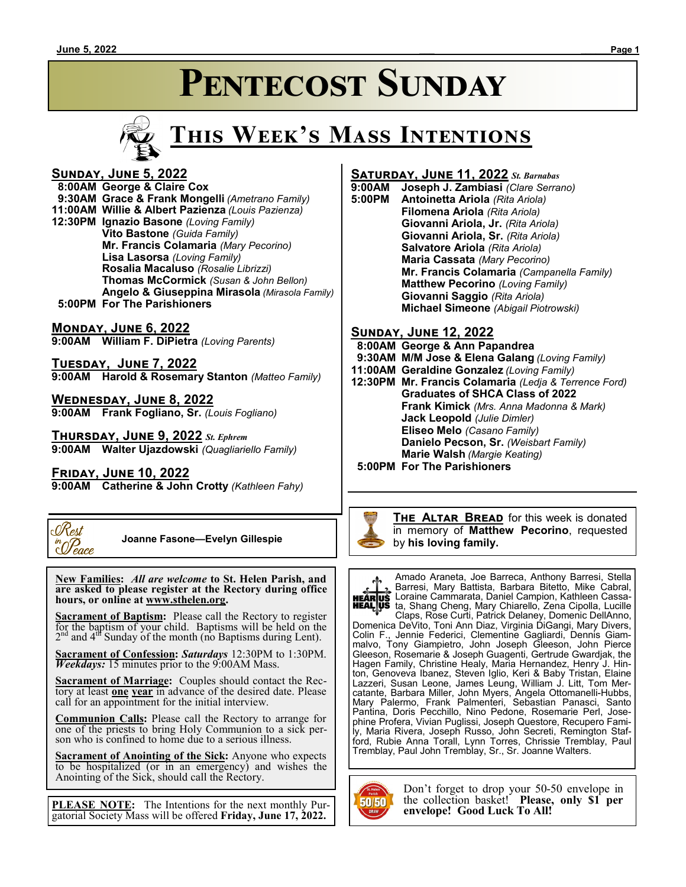# PENTECOST SUNDAY

## THIS WEEK'S MASS INTENTIONS

**SUNDAY, JUNE 5, 2022**

**8:00AM George & Claire Cox**
**9:30AM Grace & Frank Mongelli** *(Ametrano Family)*
**11:00AM Willie & Albert Pazienza** *(Louis Pazienza)*
**12:30PM Ignazio Basone** *(Loving Family)*
**Vito Bastone** *(Guida Family)*
**Mr. Francis Colamaria** *(Mary Pecorino)*
**Lisa Lasorsa** *(Loving Family)*
**Rosalia Macaluso** *(Rosalie Librizzi)*
**Thomas McCormick** *(Susan & John Bellon)*
**Angelo & Giuseppina Mirasola** *(Mirasola Family)*
**5:00PM For The Parishioners**

**MONDAY, JUNE 6, 2022**

**9:00AM William F. DiPietra** *(Loving Parents)*

**TUESDAY, JUNE 7, 2022**

**9:00AM Harold & Rosemary Stanton** *(Matteo Family)*

**WEDNESDAY, JUNE 8, 2022**

**9:00AM Frank Fogliano, Sr.** *(Louis Fogliano)*

**THURSDAY, JUNE 9, 2022** *St. Ephrem*

**9:00AM Walter Ujazdowski** *(Quagliariello Family)*

**FRIDAY, JUNE 10, 2022**

**9:00AM Catherine & John Crotty** *(Kathleen Fahy)*

**SATURDAY, JUNE 11, 2022** *St. Barnabas*

**9:00AM Joseph J. Zambiasi** *(Clare Serrano)*
**5:00PM Antoinetta Ariola** *(Rita Ariola)*
**Filomena Ariola** *(Rita Ariola)*
**Giovanni Ariola, Jr.** *(Rita Ariola)*
**Giovanni Ariola, Sr.** *(Rita Ariola)*
**Salvatore Ariola** *(Rita Ariola)*
**Maria Cassata** *(Mary Pecorino)*
**Mr. Francis Colamaria** *(Campanella Family)*
**Matthew Pecorino** *(Loving Family)*
**Giovanni Saggio** *(Rita Ariola)*
**Michael Simeone** *(Abigail Piotrowski)*

**SUNDAY, JUNE 12, 2022**

**8:00AM George & Ann Papandrea**
**9:30AM M/M Jose & Elena Galang** *(Loving Family)*
**11:00AM Geraldine Gonzalez** *(Loving Family)*
**12:30PM Mr. Francis Colamaria** *(Ledja & Terrence Ford)*
**Graduates of SHCA Class of 2022**
**Frank Kimick** *(Mrs. Anna Madonna & Mark)*
**Jack Leopold** *(Julie Dimler)*
**Eliseo Melo** *(Casano Family)*
**Danielo Pecson, Sr.** *(Weisbart Family)*
**Marie Walsh** *(Margie Keating)*
**5:00PM For The Parishioners**

---

*Rest in Peace*

**Joanne Fasone—Evelyn Gillespie**

---

**THE ALTAR BREAD** for this week is donated in memory of **Matthew Pecorino**, requested by **his loving family.**

---

**New Families: *All are welcome* to St. Helen Parish, and are asked to please register at the Rectory during office hours, or online at www.sthelen.org.**

**Sacrament of Baptism:** Please call the Rectory to register for the baptism of your child. Baptisms will be held on the 2nd and 4th Sunday of the month (no Baptisms during Lent).

**Sacrament of Confession:** ***Saturdays*** 12:30PM to 1:30PM. ***Weekdays:*** 15 minutes prior to the 9:00AM Mass.

**Sacrament of Marriage:** Couples should contact the Rectory at least **one year** in advance of the desired date. Please call for an appointment for the initial interview.

**Communion Calls:** Please call the Rectory to arrange for one of the priests to bring Holy Communion to a sick person who is confined to home due to a serious illness.

**Sacrament of Anointing of the Sick:** Anyone who expects to be hospitalized (or in an emergency) and wishes the Anointing of the Sick, should call the Rectory.

---

**HEAR US HEAL US**

Amado Araneta, Joe Barreca, Anthony Barresi, Stella Barresi, Mary Battista, Barbara Bitetto, Mike Cabral, Loraine Cammarata, Daniel Campion, Kathleen Cassata, Shang Cheng, Mary Chiarello, Zena Cipolla, Lucille Claps, Rose Curti, Patrick Delaney, Domenic DellAnno, Domenica DeVito, Toni Ann Diaz, Virginia DiGangi, Mary Divers, Colin F., Jennie Federici, Clementine Gagliardi, Dennis Giammalvo, Tony Giampietro, John Joseph Gleeson, John Pierce Gleeson, Rosemarie & Joseph Guagenti, Gertrude Gwardjak, the Hagen Family, Christine Healy, Maria Hernandez, Henry J. Hinton, Genoveva Ibanez, Steven Iglio, Keri & Baby Tristan, Elaine Lazzeri, Susan Leone, James Leung, William J. Litt, Tom Mercatante, Barbara Miller, John Myers, Angela Ottomanelli-Hubbs, Mary Palermo, Frank Palmenteri, Sebastian Panasci, Santo Pantina, Doris Pecchillo, Nino Pedone, Rosemarie Perl, Josephine Profera, Vivian Puglissi, Joseph Questore, Recupero Family, Maria Rivera, Joseph Russo, John Secreti, Remington Stafford, Rubie Anna Torall, Lynn Torres, Chrissie Tremblay, Paul Tremblay, Paul John Tremblay, Sr., Sr. Joanne Walters.

---

**PLEASE NOTE:** The Intentions for the next monthly Purgatorial Society Mass will be offered **Friday, June 17, 2022.**

---

Don't forget to drop your 50-50 envelope in the collection basket! **Please, only $1 per envelope! Good Luck To All!**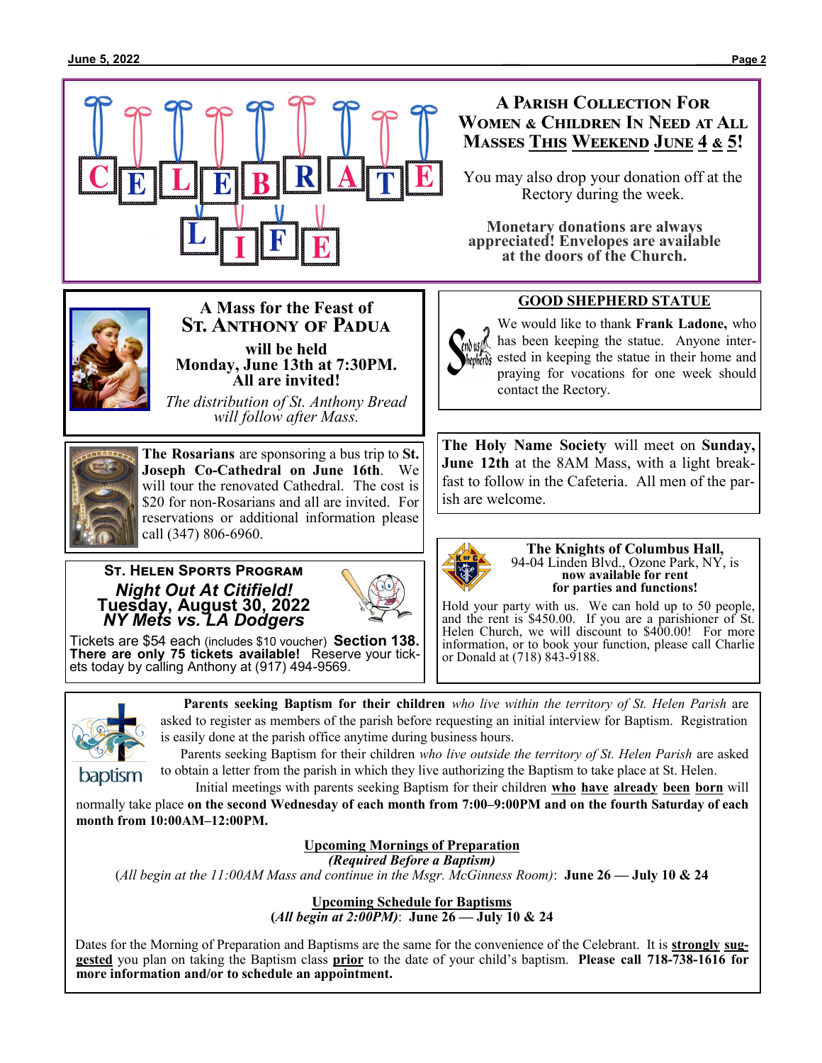## CELEBRATE LIFE

### A Parish Collection For Women & Children In Need at All Masses This Weekend June 4 & 5!

You may also drop your donation off at the Rectory during the week.

**Monetary donations are always appreciated! Envelopes are available at the doors of the Church.**

---

### A Mass for the Feast of St. Anthony of Padua

**will be held Monday, June 13th at 7:30PM. All are invited!**

*The distribution of St. Anthony Bread will follow after Mass.*

---

### GOOD SHEPHERD STATUE

We would like to thank **Frank Ladone,** who has been keeping the statue. Anyone interested in keeping the statue in their home and praying for vocations for one week should contact the Rectory.

---

**The Rosarians** are sponsoring a bus trip to **St. Joseph Co-Cathedral on June 16th**. We will tour the renovated Cathedral. The cost is $20 for non-Rosarians and all are invited. For reservations or additional information please call (347) 806-6960.

---

**The Holy Name Society** will meet on **Sunday, June 12th** at the 8AM Mass, with a light breakfast to follow in the Cafeteria. All men of the parish are welcome.

---

### St. Helen Sports Program

***Night Out At Citifield!***
**Tuesday, August 30, 2022**
***NY Mets vs. LA Dodgers***

Tickets are $54 each (includes $10 voucher) **Section 138. There are only 75 tickets available!** Reserve your tickets today by calling Anthony at (917) 494-9569.

---

### The Knights of Columbus Hall,

94-04 Linden Blvd., Ozone Park, NY, is **now available for rent for parties and functions!**

Hold your party with us. We can hold up to 50 people, and the rent is $450.00. If you are a parishioner of St. Helen Church, we will discount to $400.00! For more information, or to book your function, please call Charlie or Donald at (718) 843-9188.

---

**Parents seeking Baptism for their children** *who live within the territory of St. Helen Parish* are asked to register as members of the parish before requesting an initial interview for Baptism. Registration is easily done at the parish office anytime during business hours.

Parents seeking Baptism for their children *who live outside the territory of St. Helen Parish* are asked to obtain a letter from the parish in which they live authorizing the Baptism to take place at St. Helen.

Initial meetings with parents seeking Baptism for their children **who have already been born** will normally take place **on the second Wednesday of each month from 7:00–9:00PM and on the fourth Saturday of each month from 10:00AM–12:00PM.**

**Upcoming Mornings of Preparation**
***(Required Before a Baptism)***
(*All begin at the 11:00AM Mass and continue in the Msgr. McGinness Room)*: **June 26 — July 10 & 24**

**Upcoming Schedule for Baptisms**
**(*All begin at 2:00PM)*: June 26 — July 10 & 24**

Dates for the Morning of Preparation and Baptisms are the same for the convenience of the Celebrant. It is **strongly suggested** you plan on taking the Baptism class **prior** to the date of your child's baptism. **Please call 718-738-1616 for more information and/or to schedule an appointment.**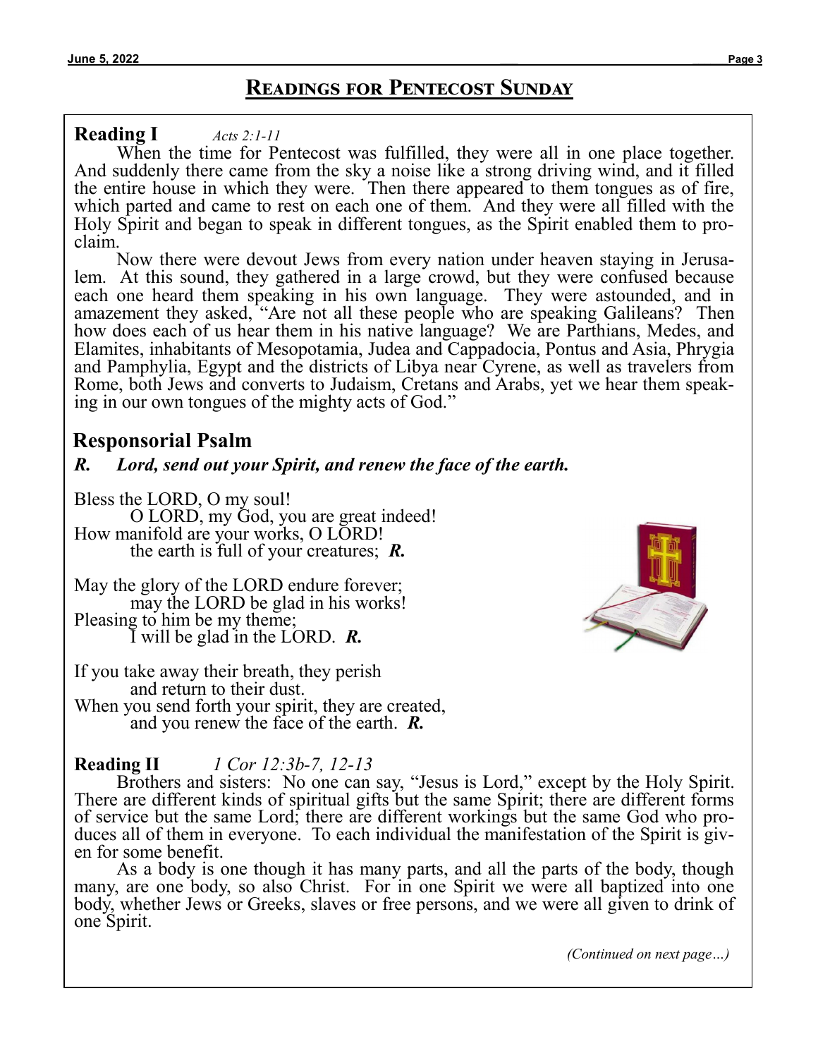# Readings for Pentecost Sunday

**Reading I** *Acts 2:1-11*

When the time for Pentecost was fulfilled, they were all in one place together. And suddenly there came from the sky a noise like a strong driving wind, and it filled the entire house in which they were. Then there appeared to them tongues as of fire, which parted and came to rest on each one of them. And they were all filled with the Holy Spirit and began to speak in different tongues, as the Spirit enabled them to proclaim.

Now there were devout Jews from every nation under heaven staying in Jerusalem. At this sound, they gathered in a large crowd, but they were confused because each one heard them speaking in his own language. They were astounded, and in amazement they asked, "Are not all these people who are speaking Galileans? Then how does each of us hear them in his native language? We are Parthians, Medes, and Elamites, inhabitants of Mesopotamia, Judea and Cappadocia, Pontus and Asia, Phrygia and Pamphylia, Egypt and the districts of Libya near Cyrene, as well as travelers from Rome, both Jews and converts to Judaism, Cretans and Arabs, yet we hear them speaking in our own tongues of the mighty acts of God."

## Responsorial Psalm

***R. Lord, send out your Spirit, and renew the face of the earth.***

Bless the LORD, O my soul!
O LORD, my God, you are great indeed!
How manifold are your works, O LORD!
the earth is full of your creatures; ***R.***

May the glory of the LORD endure forever;
may the LORD be glad in his works!
Pleasing to him be my theme;
I will be glad in the LORD. ***R.***

If you take away their breath, they perish
and return to their dust.
When you send forth your spirit, they are created,
and you renew the face of the earth. ***R.***

**Reading II** *1 Cor 12:3b-7, 12-13*

Brothers and sisters: No one can say, "Jesus is Lord," except by the Holy Spirit. There are different kinds of spiritual gifts but the same Spirit; there are different forms of service but the same Lord; there are different workings but the same God who produces all of them in everyone. To each individual the manifestation of the Spirit is given for some benefit.

As a body is one though it has many parts, and all the parts of the body, though many, are one body, so also Christ. For in one Spirit we were all baptized into one body, whether Jews or Greeks, slaves or free persons, and we were all given to drink of one Spirit.

*(Continued on next page…)*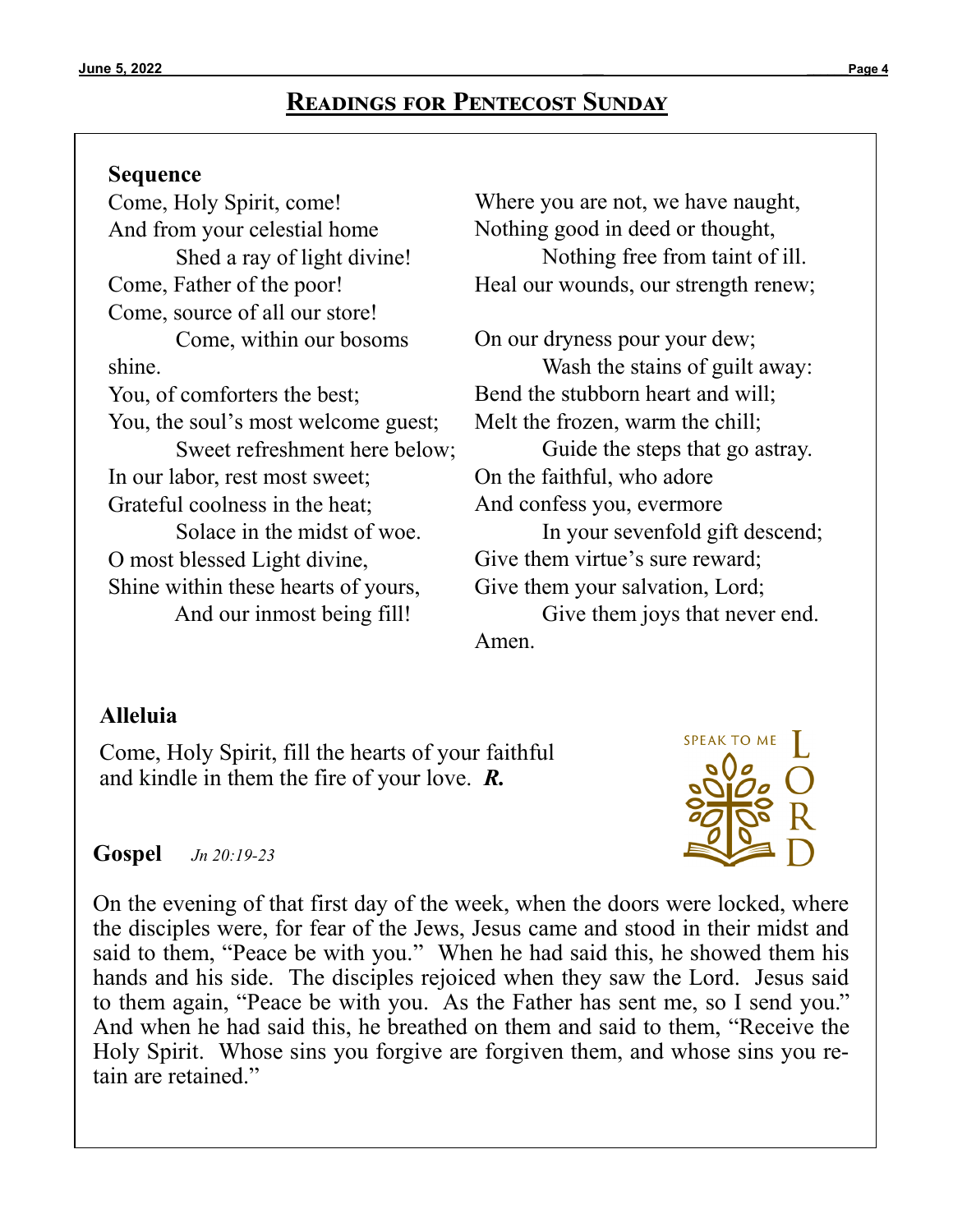## Readings for Pentecost Sunday

**Sequence**

Come, Holy Spirit, come!
And from your celestial home
Shed a ray of light divine!
Come, Father of the poor!
Come, source of all our store!
Come, within our bosoms shine.
You, of comforters the best;
You, the soul's most welcome guest;
Sweet refreshment here below;
In our labor, rest most sweet;
Grateful coolness in the heat;
Solace in the midst of woe.
O most blessed Light divine,
Shine within these hearts of yours,
And our inmost being fill!
Where you are not, we have naught,
Nothing good in deed or thought,
Nothing free from taint of ill.
Heal our wounds, our strength renew;

On our dryness pour your dew;
Wash the stains of guilt away:
Bend the stubborn heart and will;
Melt the frozen, warm the chill;
Guide the steps that go astray.
On the faithful, who adore
And confess you, evermore
In your sevenfold gift descend;
Give them virtue's sure reward;
Give them your salvation, Lord;
Give them joys that never end.
Amen.

**Alleluia**

Come, Holy Spirit, fill the hearts of your faithful and kindle in them the fire of your love. ***R.***

SPEAK TO ME LORD

**Gospel** *Jn 20:19-23*

On the evening of that first day of the week, when the doors were locked, where the disciples were, for fear of the Jews, Jesus came and stood in their midst and said to them, "Peace be with you." When he had said this, he showed them his hands and his side. The disciples rejoiced when they saw the Lord. Jesus said to them again, "Peace be with you. As the Father has sent me, so I send you." And when he had said this, he breathed on them and said to them, "Receive the Holy Spirit. Whose sins you forgive are forgiven them, and whose sins you retain are retained."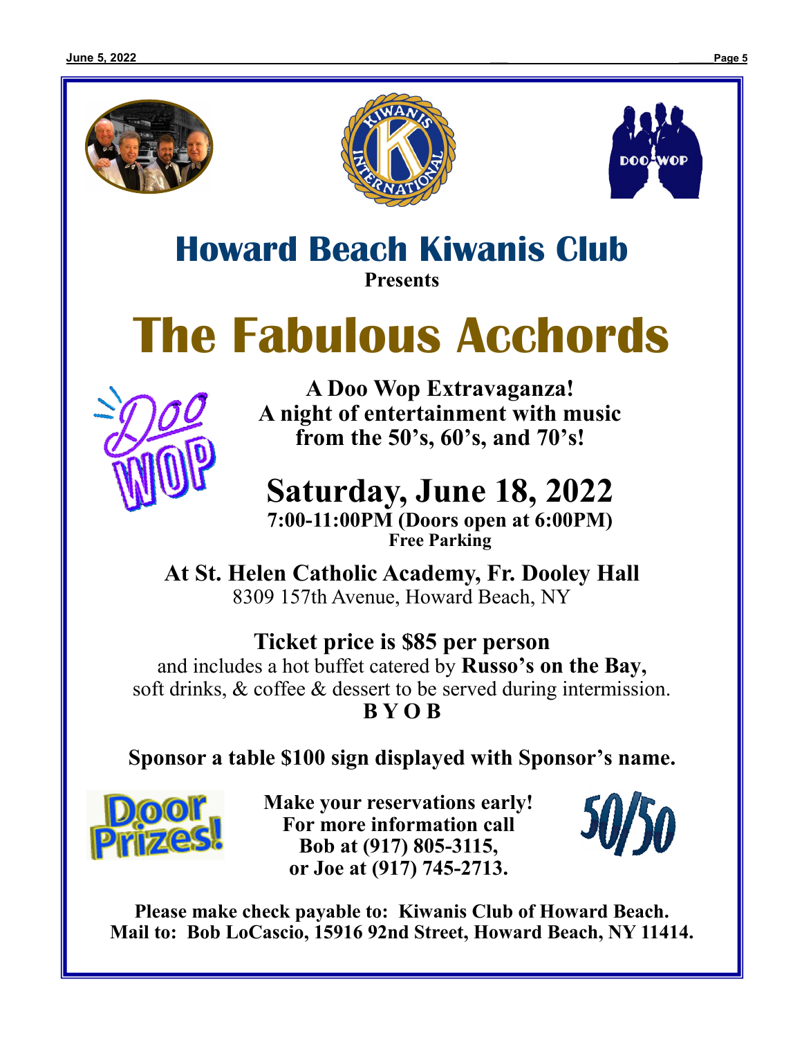# Howard Beach Kiwanis Club

**Presents**

# The Fabulous Acchords

**A Doo Wop Extravaganza!**
**A night of entertainment with music from the 50's, 60's, and 70's!**

## Saturday, June 18, 2022

**7:00-11:00PM (Doors open at 6:00PM)**
**Free Parking**

**At St. Helen Catholic Academy, Fr. Dooley Hall**
8309 157th Avenue, Howard Beach, NY

**Ticket price is $85 per person**
and includes a hot buffet catered by **Russo's on the Bay,** soft drinks, & coffee & dessert to be served during intermission.
**B Y O B**

**Sponsor a table $100 sign displayed with Sponsor's name.**

**Make your reservations early!**
**For more information call Bob at (917) 805-3115, or Joe at (917) 745-2713.**

**Please make check payable to: Kiwanis Club of Howard Beach.**
**Mail to: Bob LoCascio, 15916 92nd Street, Howard Beach, NY 11414.**